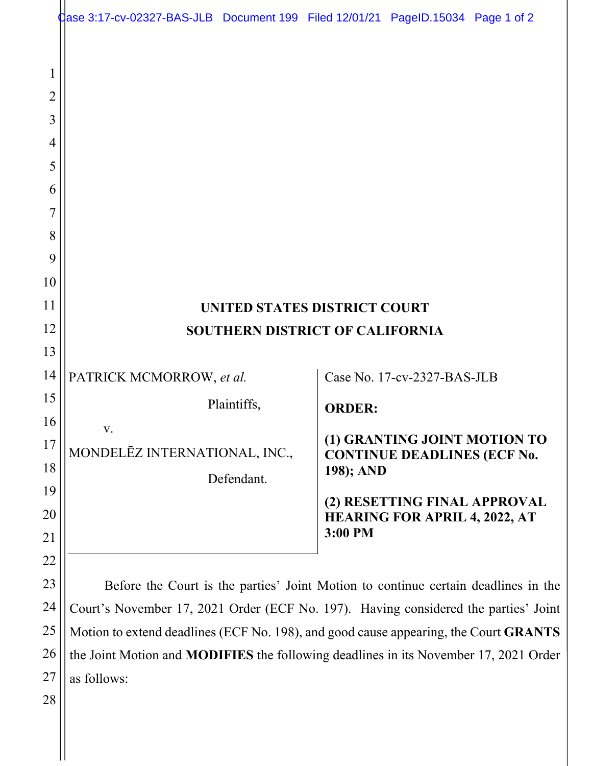# UNITED STATES DISTRICT COURT
# SOUTHERN DISTRICT OF CALIFORNIA

PATRICK MCMORROW, *et al.*

Plaintiffs,

v.

MONDELĒZ INTERNATIONAL, INC.,

Defendant.

Case No. 17-cv-2327-BAS-JLB

**ORDER:**

**(1) GRANTING JOINT MOTION TO CONTINUE DEADLINES (ECF No. 198); AND**

**(2) RESETTING FINAL APPROVAL HEARING FOR APRIL 4, 2022, AT 3:00 PM**

Before the Court is the parties' Joint Motion to continue certain deadlines in the Court's November 17, 2021 Order (ECF No. 197). Having considered the parties' Joint Motion to extend deadlines (ECF No. 198), and good cause appearing, the Court **GRANTS** the Joint Motion and **MODIFIES** the following deadlines in its November 17, 2021 Order as follows: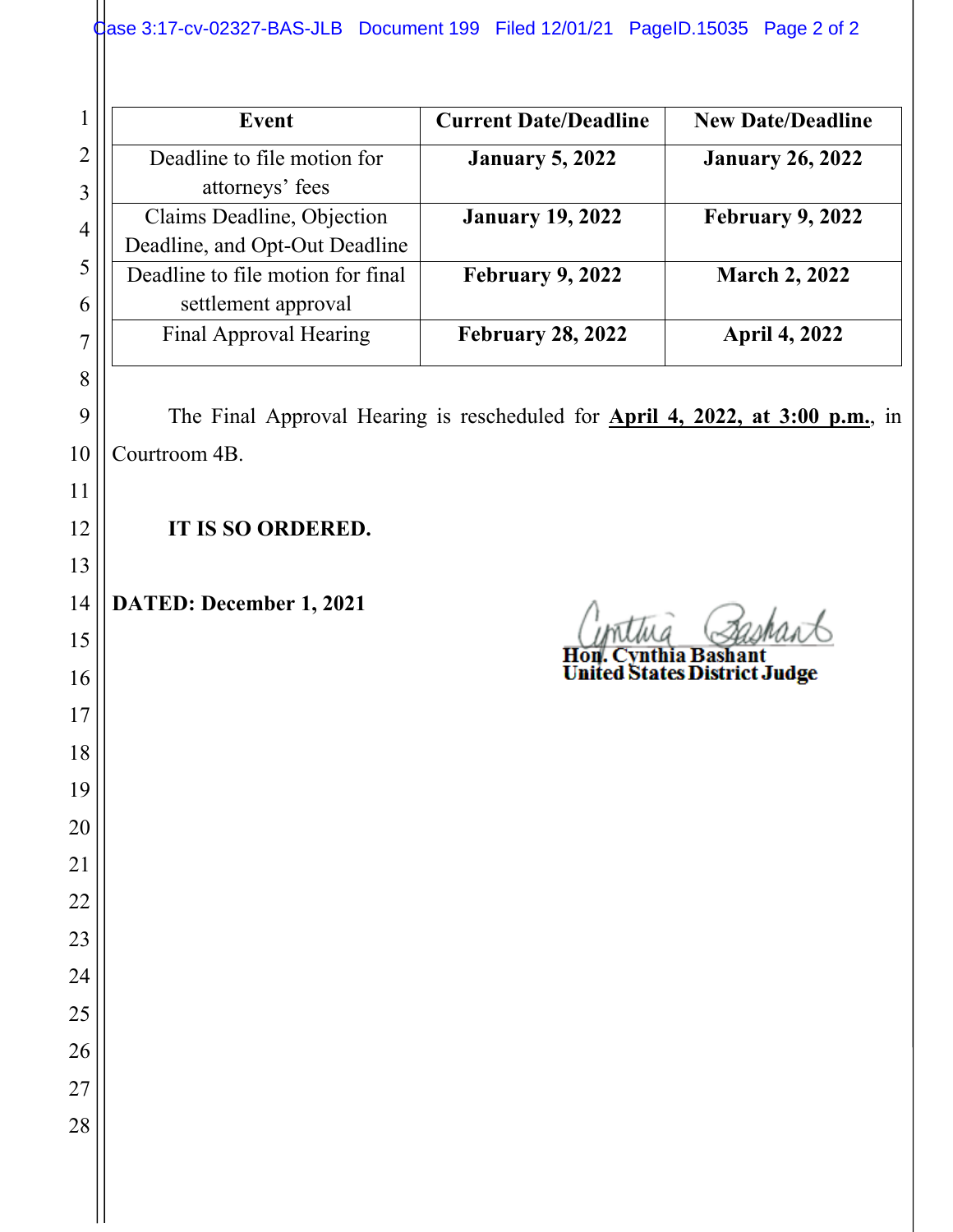| Event | Current Date/Deadline | New Date/Deadline |
| --- | --- | --- |
| Deadline to file motion for attorneys' fees | **January 5, 2022** | **January 26, 2022** |
| Claims Deadline, Objection Deadline, and Opt-Out Deadline | **January 19, 2022** | **February 9, 2022** |
| Deadline to file motion for final settlement approval | **February 9, 2022** | **March 2, 2022** |
| Final Approval Hearing | **February 28, 2022** | **April 4, 2022** |

The Final Approval Hearing is rescheduled for **April 4, 2022, at 3:00 p.m.**, in Courtroom 4B.

**IT IS SO ORDERED.**

**DATED: December 1, 2021**

**Hon. Cynthia Bashant**
**United States District Judge**